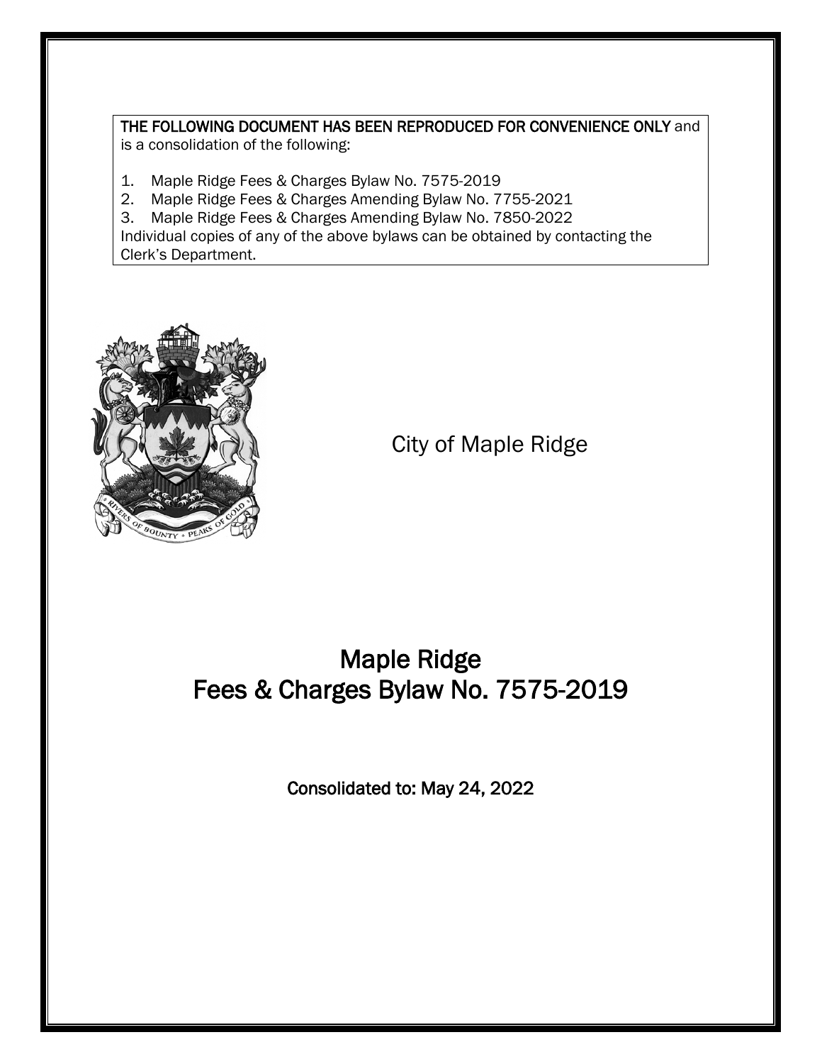**THE FOLLOWING DOCUMENT HAS BEEN REPRODUCED FOR CONVENIENCE ONLY** and is a consolidation of the following:

1. Maple Ridge Fees & Charges Bylaw No. 7575-2019
2. Maple Ridge Fees & Charges Amending Bylaw No. 7755-2021
3. Maple Ridge Fees & Charges Amending Bylaw No. 7850-2022

Individual copies of any of the above bylaws can be obtained by contacting the Clerk's Department.

City of Maple Ridge

# Maple Ridge Fees & Charges Bylaw No. 7575-2019

**Consolidated to: May 24, 2022**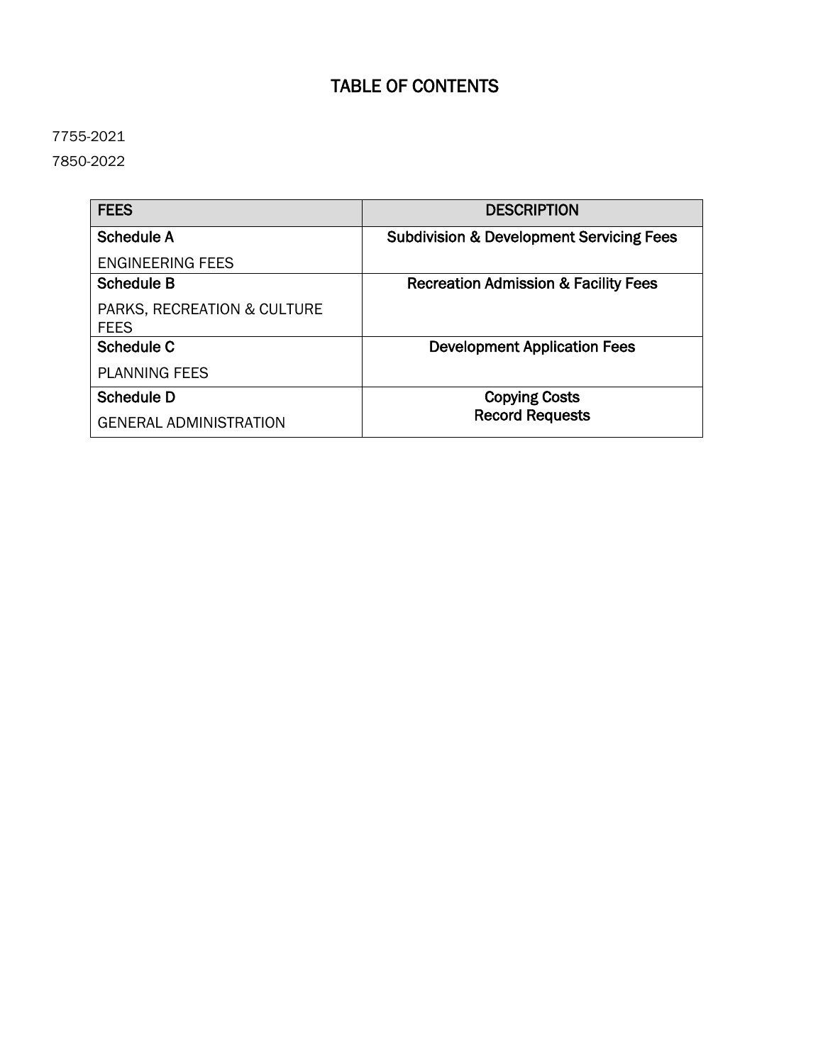# TABLE OF CONTENTS

7755-2021

7850-2022

| FEES | DESCRIPTION |
|---|---|
| **Schedule A**<br>ENGINEERING FEES | **Subdivision & Development Servicing Fees** |
| **Schedule B**<br>PARKS, RECREATION & CULTURE FEES | **Recreation Admission & Facility Fees** |
| **Schedule C**<br>PLANNING FEES | **Development Application Fees** |
| **Schedule D**<br>GENERAL ADMINISTRATION | **Copying Costs**<br>**Record Requests** |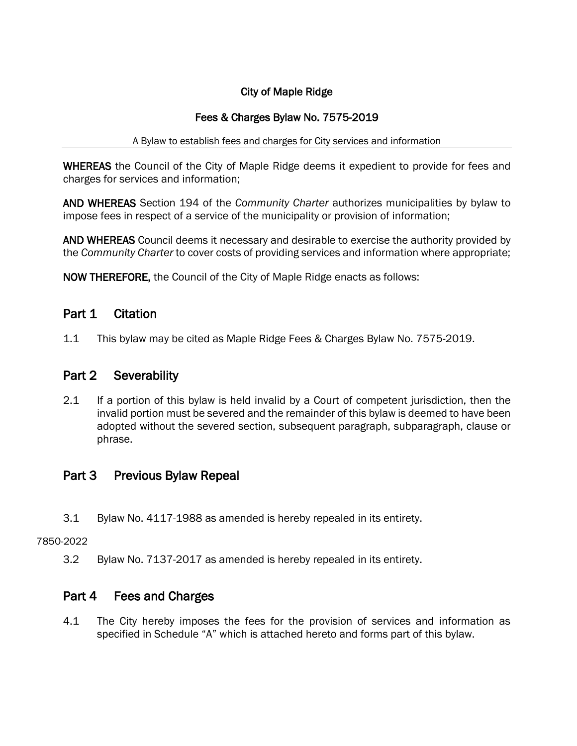City of Maple Ridge

Fees & Charges Bylaw No. 7575-2019

A Bylaw to establish fees and charges for City services and information

---

**WHEREAS** the Council of the City of Maple Ridge deems it expedient to provide for fees and charges for services and information;

**AND WHEREAS** Section 194 of the *Community Charter* authorizes municipalities by bylaw to impose fees in respect of a service of the municipality or provision of information;

**AND WHEREAS** Council deems it necessary and desirable to exercise the authority provided by the *Community Charter* to cover costs of providing services and information where appropriate;

**NOW THEREFORE,** the Council of the City of Maple Ridge enacts as follows:

## Part 1 Citation

1.1 This bylaw may be cited as Maple Ridge Fees & Charges Bylaw No. 7575-2019.

## Part 2 Severability

2.1 If a portion of this bylaw is held invalid by a Court of competent jurisdiction, then the invalid portion must be severed and the remainder of this bylaw is deemed to have been adopted without the severed section, subsequent paragraph, subparagraph, clause or phrase.

## Part 3 Previous Bylaw Repeal

3.1 Bylaw No. 4117-1988 as amended is hereby repealed in its entirety.

7850-2022

3.2 Bylaw No. 7137-2017 as amended is hereby repealed in its entirety.

## Part 4 Fees and Charges

4.1 The City hereby imposes the fees for the provision of services and information as specified in Schedule "A" which is attached hereto and forms part of this bylaw.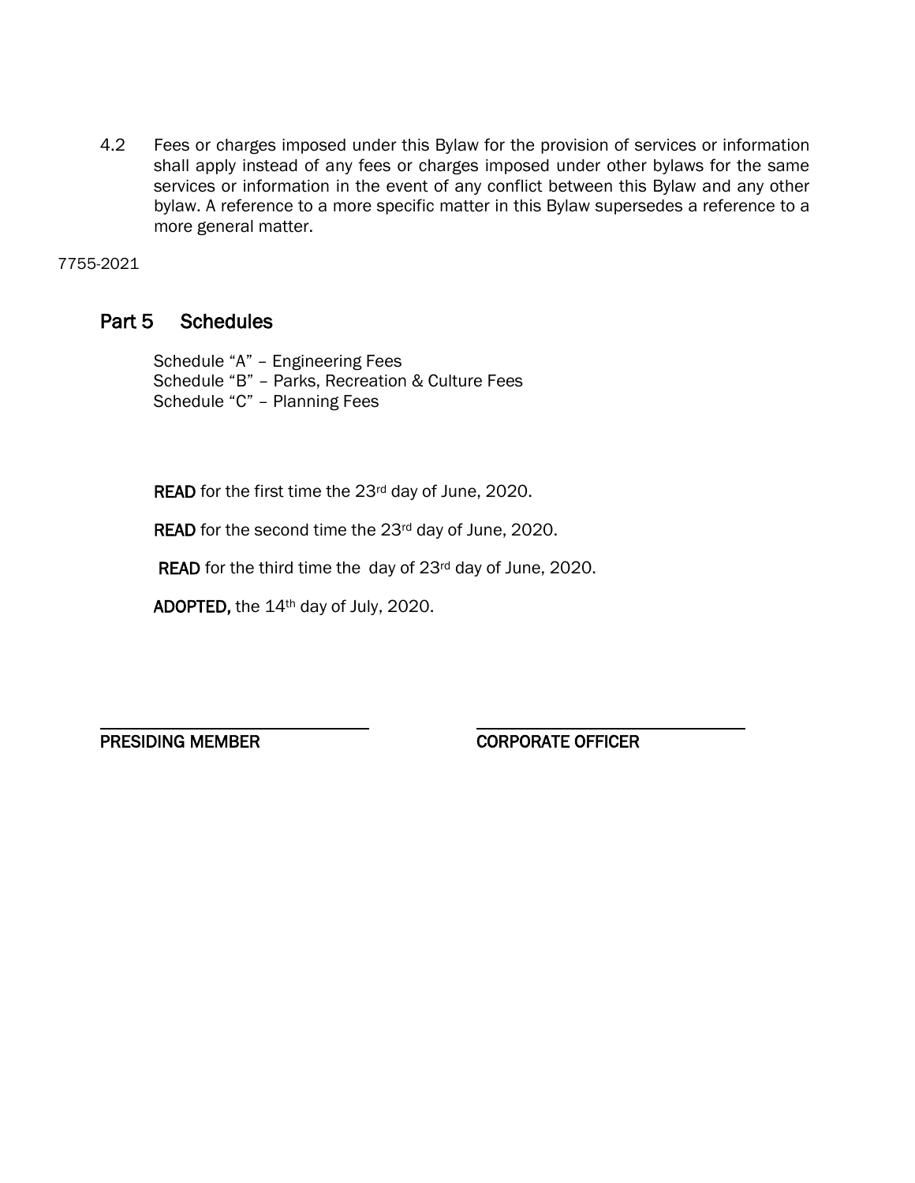4.2 Fees or charges imposed under this Bylaw for the provision of services or information shall apply instead of any fees or charges imposed under other bylaws for the same services or information in the event of any conflict between this Bylaw and any other bylaw. A reference to a more specific matter in this Bylaw supersedes a reference to a more general matter.

7755-2021

## Part 5 Schedules

Schedule "A" – Engineering Fees
Schedule "B" – Parks, Recreation & Culture Fees
Schedule "C" – Planning Fees

**READ** for the first time the 23rd day of June, 2020.

**READ** for the second time the 23rd day of June, 2020.

**READ** for the third time the day of 23rd day of June, 2020.

**ADOPTED,** the 14th day of July, 2020.

**PRESIDING MEMBER** **CORPORATE OFFICER**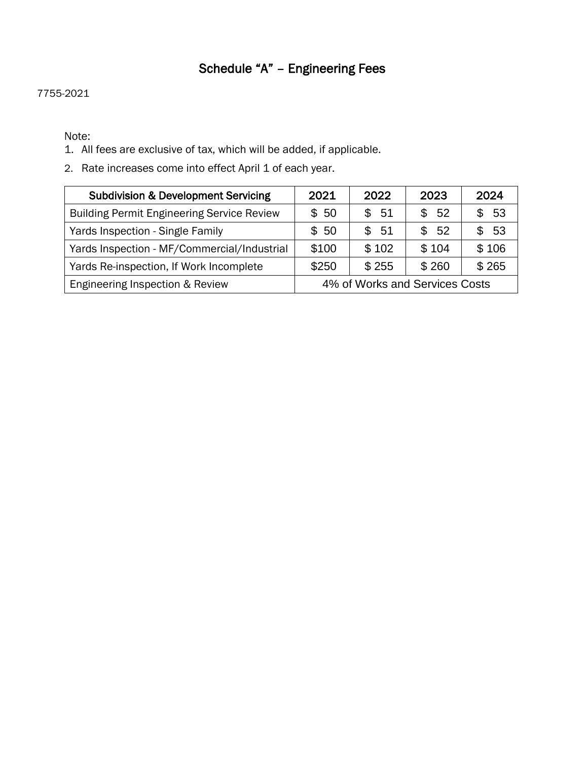# Schedule "A" – Engineering Fees

7755-2021

Note:

1. All fees are exclusive of tax, which will be added, if applicable.
2. Rate increases come into effect April 1 of each year.

| Subdivision & Development Servicing | 2021 | 2022 | 2023 | 2024 |
|---|---|---|---|---|
| Building Permit Engineering Service Review | $ 50 | $ 51 | $ 52 | $ 53 |
| Yards Inspection - Single Family | $ 50 | $ 51 | $ 52 | $ 53 |
| Yards Inspection - MF/Commercial/Industrial | $100 | $ 102 | $ 104 | $ 106 |
| Yards Re-inspection, If Work Incomplete | $250 | $ 255 | $ 260 | $ 265 |
| Engineering Inspection & Review | 4% of Works and Services Costs | | | |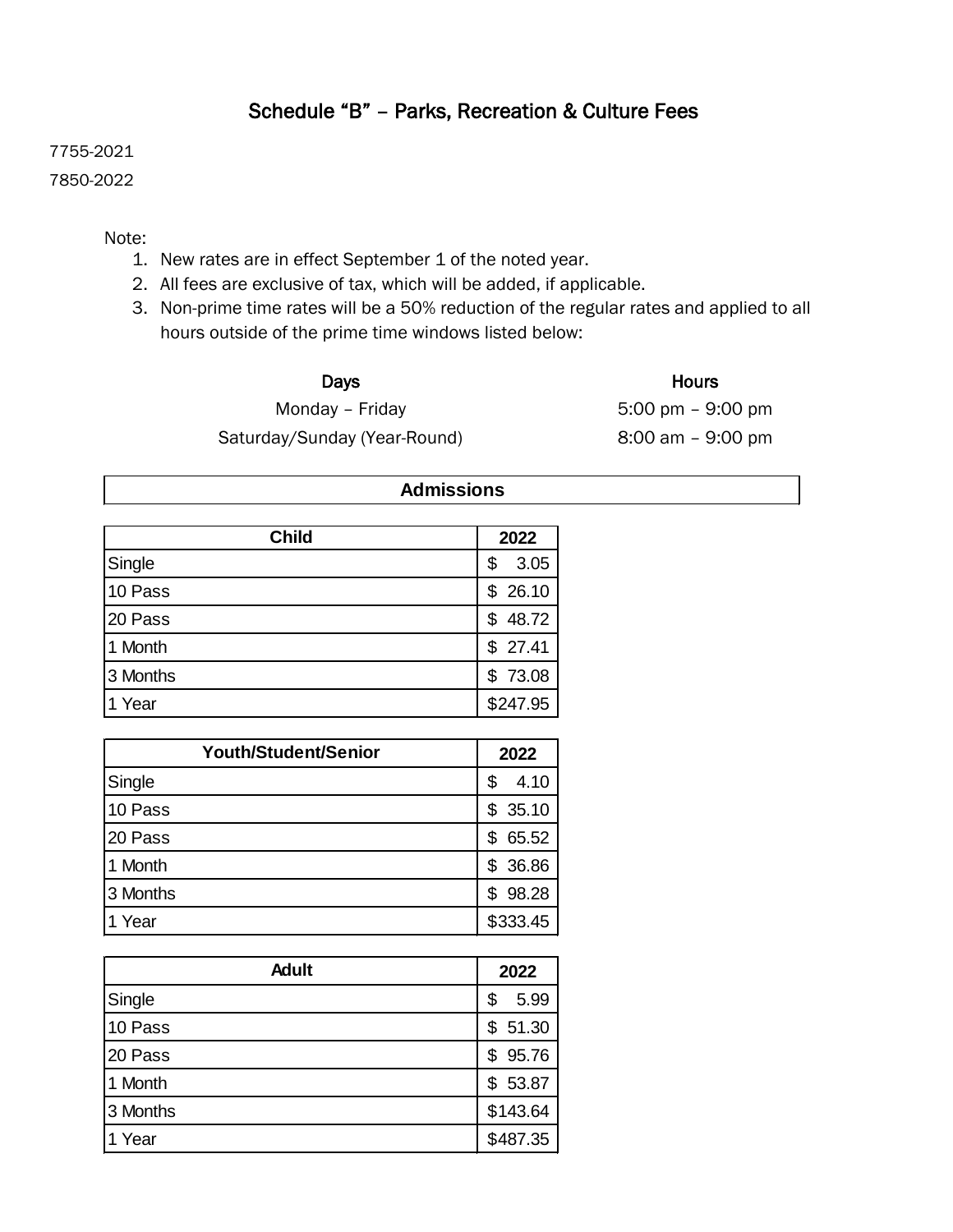# Schedule "B" – Parks, Recreation & Culture Fees

7755-2021

7850-2022

Note:

1. New rates are in effect September 1 of the noted year.
2. All fees are exclusive of tax, which will be added, if applicable.
3. Non-prime time rates will be a 50% reduction of the regular rates and applied to all hours outside of the prime time windows listed below:

| Days | Hours |
|---|---|
| Monday – Friday | 5:00 pm – 9:00 pm |
| Saturday/Sunday (Year-Round) | 8:00 am – 9:00 pm |

## Admissions

| Child | 2022 |
|---|---|
| Single | $ 3.05 |
| 10 Pass | $ 26.10 |
| 20 Pass | $ 48.72 |
| 1 Month | $ 27.41 |
| 3 Months | $ 73.08 |
| 1 Year | $247.95 |

| Youth/Student/Senior | 2022 |
|---|---|
| Single | $ 4.10 |
| 10 Pass | $ 35.10 |
| 20 Pass | $ 65.52 |
| 1 Month | $ 36.86 |
| 3 Months | $ 98.28 |
| 1 Year | $333.45 |

| Adult | 2022 |
|---|---|
| Single | $ 5.99 |
| 10 Pass | $ 51.30 |
| 20 Pass | $ 95.76 |
| 1 Month | $ 53.87 |
| 3 Months | $143.64 |
| 1 Year | $487.35 |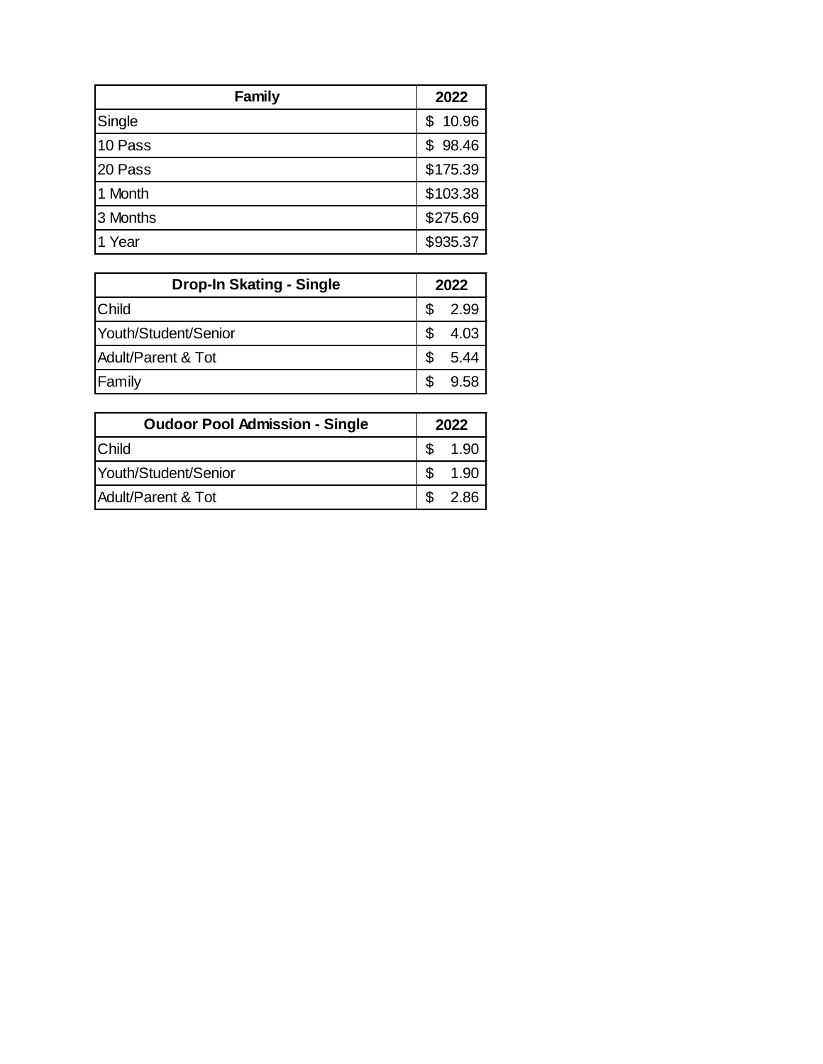| Family | 2022 |
|---|---|
| Single | $ 10.96 |
| 10 Pass | $ 98.46 |
| 20 Pass | $175.39 |
| 1 Month | $103.38 |
| 3 Months | $275.69 |
| 1 Year | $935.37 |

| Drop-In Skating - Single | 2022 |
|---|---|
| Child | $ 2.99 |
| Youth/Student/Senior | $ 4.03 |
| Adult/Parent & Tot | $ 5.44 |
| Family | $ 9.58 |

| Oudoor Pool Admission - Single | 2022 |
|---|---|
| Child | $ 1.90 |
| Youth/Student/Senior | $ 1.90 |
| Adult/Parent & Tot | $ 2.86 |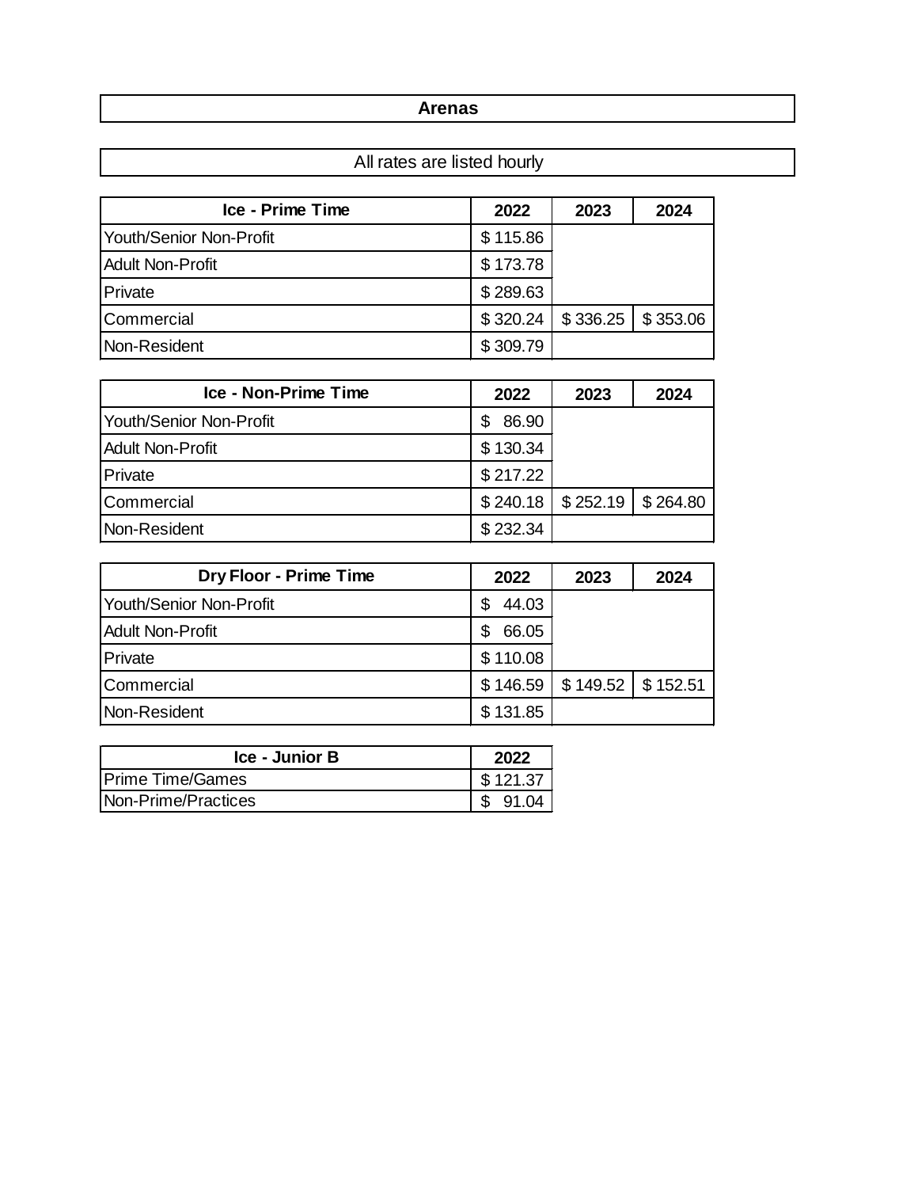# Arenas

All rates are listed hourly

| Ice - Prime Time | 2022 | 2023 | 2024 |
|---|---|---|---|
| Youth/Senior Non-Profit | $ 115.86 | | |
| Adult Non-Profit | $ 173.78 | | |
| Private | $ 289.63 | | |
| Commercial | $ 320.24 | $ 336.25 | $ 353.06 |
| Non-Resident | $ 309.79 | | |

| Ice - Non-Prime Time | 2022 | 2023 | 2024 |
|---|---|---|---|
| Youth/Senior Non-Profit | $ 86.90 | | |
| Adult Non-Profit | $ 130.34 | | |
| Private | $ 217.22 | | |
| Commercial | $ 240.18 | $ 252.19 | $ 264.80 |
| Non-Resident | $ 232.34 | | |

| Dry Floor - Prime Time | 2022 | 2023 | 2024 |
|---|---|---|---|
| Youth/Senior Non-Profit | $ 44.03 | | |
| Adult Non-Profit | $ 66.05 | | |
| Private | $ 110.08 | | |
| Commercial | $ 146.59 | $ 149.52 | $ 152.51 |
| Non-Resident | $ 131.85 | | |

| Ice - Junior B | 2022 |
|---|---|
| Prime Time/Games | $ 121.37 |
| Non-Prime/Practices | $ 91.04 |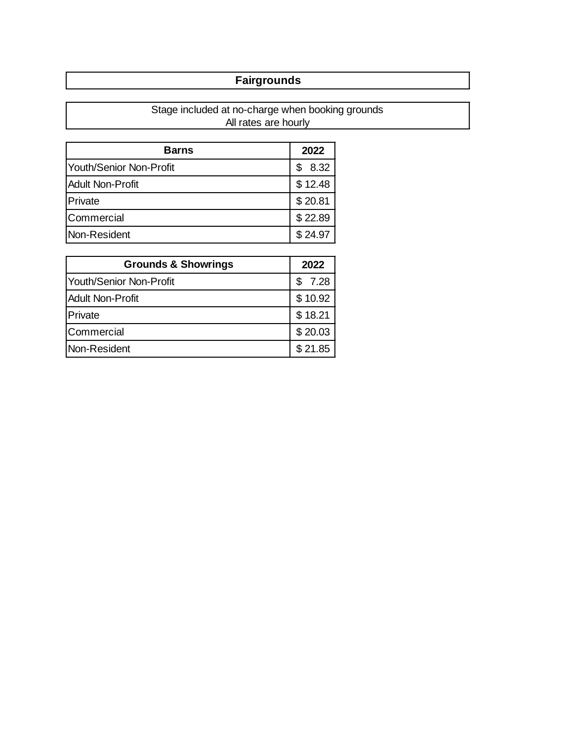# Fairgrounds

Stage included at no-charge when booking grounds
All rates are hourly

| Barns | 2022 |
|---|---|
| Youth/Senior Non-Profit | $ 8.32 |
| Adult Non-Profit | $ 12.48 |
| Private | $ 20.81 |
| Commercial | $ 22.89 |
| Non-Resident | $ 24.97 |

| Grounds & Showrings | 2022 |
|---|---|
| Youth/Senior Non-Profit | $ 7.28 |
| Adult Non-Profit | $ 10.92 |
| Private | $ 18.21 |
| Commercial | $ 20.03 |
| Non-Resident | $ 21.85 |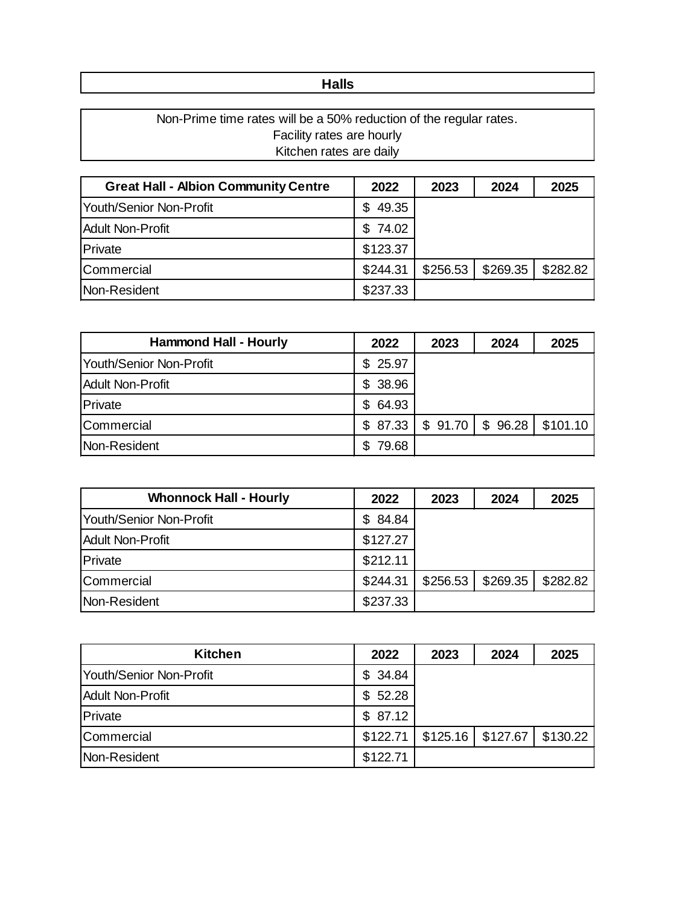# Halls

Non-Prime time rates will be a 50% reduction of the regular rates.
Facility rates are hourly
Kitchen rates are daily

| Great Hall - Albion Community Centre | 2022 | 2023 | 2024 | 2025 |
|---|---|---|---|---|
| Youth/Senior Non-Profit | $ 49.35 | | | |
| Adult Non-Profit | $ 74.02 | | | |
| Private | $123.37 | | | |
| Commercial | $244.31 | $256.53 | $269.35 | $282.82 |
| Non-Resident | $237.33 | | | |

| Hammond Hall - Hourly | 2022 | 2023 | 2024 | 2025 |
|---|---|---|---|---|
| Youth/Senior Non-Profit | $ 25.97 | | | |
| Adult Non-Profit | $ 38.96 | | | |
| Private | $ 64.93 | | | |
| Commercial | $ 87.33 | $ 91.70 | $ 96.28 | $101.10 |
| Non-Resident | $ 79.68 | | | |

| Whonnock Hall - Hourly | 2022 | 2023 | 2024 | 2025 |
|---|---|---|---|---|
| Youth/Senior Non-Profit | $ 84.84 | | | |
| Adult Non-Profit | $127.27 | | | |
| Private | $212.11 | | | |
| Commercial | $244.31 | $256.53 | $269.35 | $282.82 |
| Non-Resident | $237.33 | | | |

| Kitchen | 2022 | 2023 | 2024 | 2025 |
|---|---|---|---|---|
| Youth/Senior Non-Profit | $ 34.84 | | | |
| Adult Non-Profit | $ 52.28 | | | |
| Private | $ 87.12 | | | |
| Commercial | $122.71 | $125.16 | $127.67 | $130.22 |
| Non-Resident | $122.71 | | | |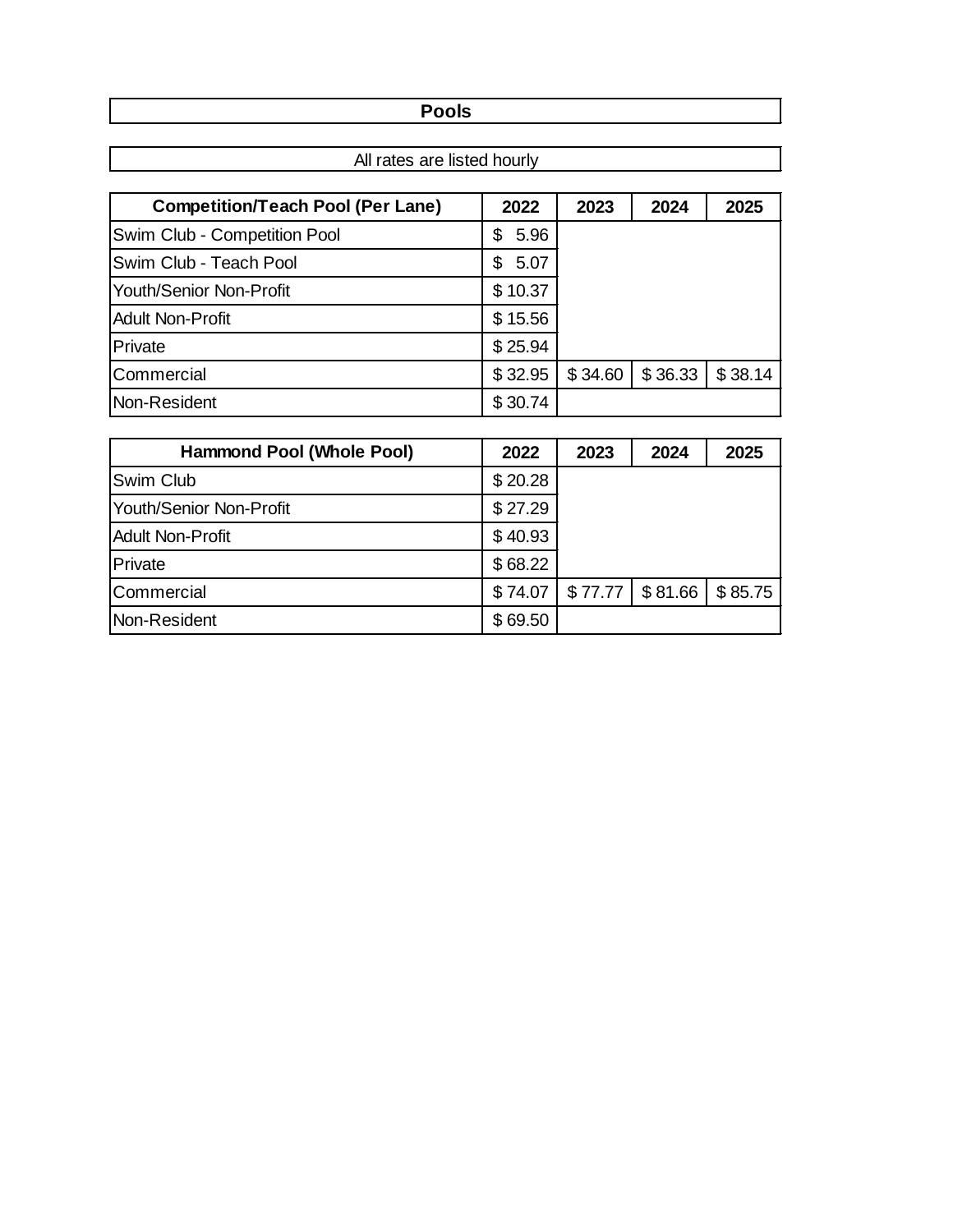# Pools

All rates are listed hourly

| Competition/Teach Pool (Per Lane) | 2022 | 2023 | 2024 | 2025 |
|---|---|---|---|---|
| Swim Club - Competition Pool | $ 5.96 | | | |
| Swim Club - Teach Pool | $ 5.07 | | | |
| Youth/Senior Non-Profit | $ 10.37 | | | |
| Adult Non-Profit | $ 15.56 | | | |
| Private | $ 25.94 | | | |
| Commercial | $ 32.95 | $ 34.60 | $ 36.33 | $ 38.14 |
| Non-Resident | $ 30.74 | | | |

| Hammond Pool (Whole Pool) | 2022 | 2023 | 2024 | 2025 |
|---|---|---|---|---|
| Swim Club | $ 20.28 | | | |
| Youth/Senior Non-Profit | $ 27.29 | | | |
| Adult Non-Profit | $ 40.93 | | | |
| Private | $ 68.22 | | | |
| Commercial | $ 74.07 | $ 77.77 | $ 81.66 | $ 85.75 |
| Non-Resident | $ 69.50 | | | |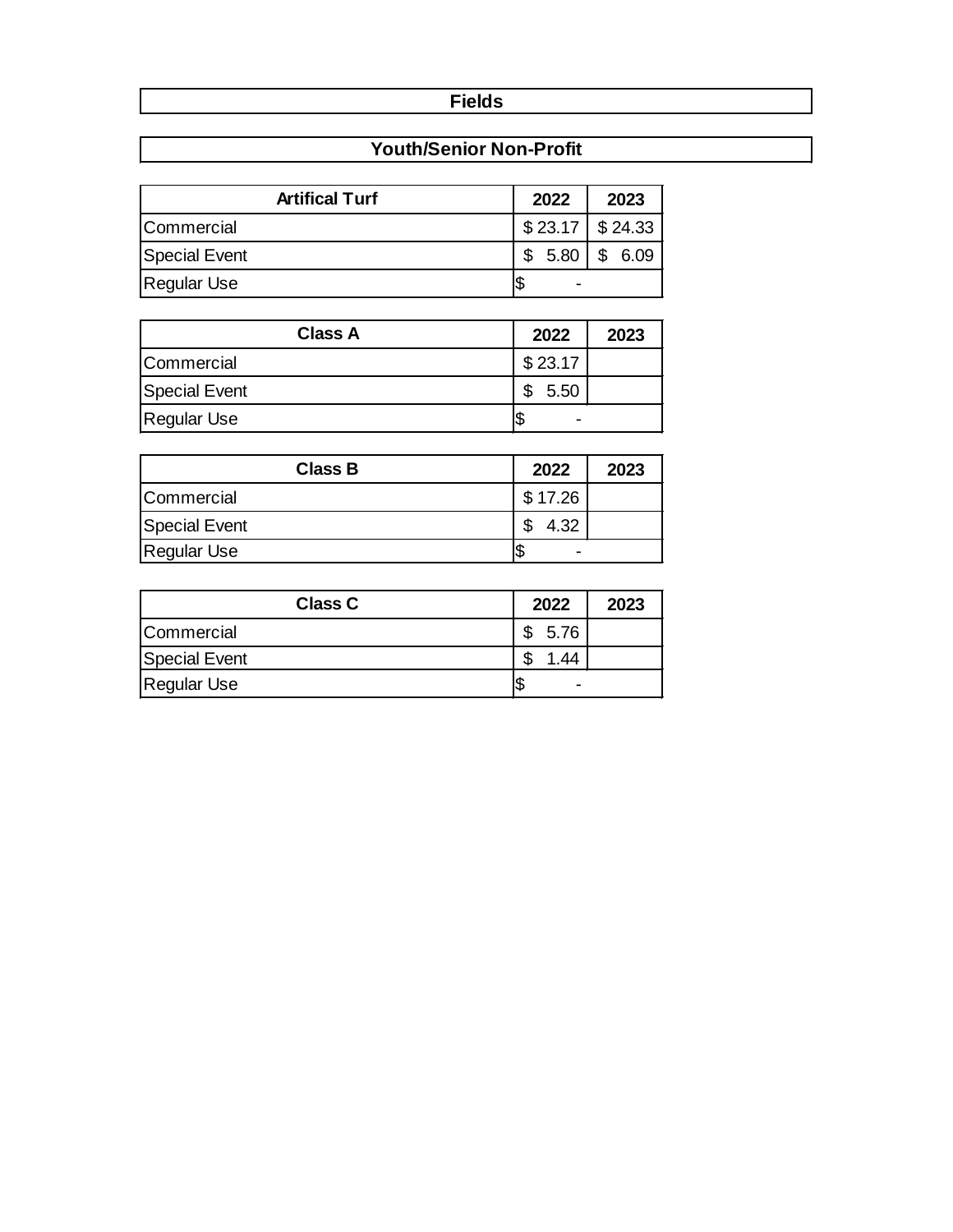# Fields

## Youth/Senior Non-Profit

| Artifical Turf | 2022 | 2023 |
|---|---|---|
| Commercial | $ 23.17 | $ 24.33 |
| Special Event | $ 5.80 | $ 6.09 |
| Regular Use | $ - | |

| Class A | 2022 | 2023 |
|---|---|---|
| Commercial | $ 23.17 | |
| Special Event | $ 5.50 | |
| Regular Use | $ - | |

| Class B | 2022 | 2023 |
|---|---|---|
| Commercial | $ 17.26 | |
| Special Event | $ 4.32 | |
| Regular Use | $ - | |

| Class C | 2022 | 2023 |
|---|---|---|
| Commercial | $ 5.76 | |
| Special Event | $ 1.44 | |
| Regular Use | $ - | |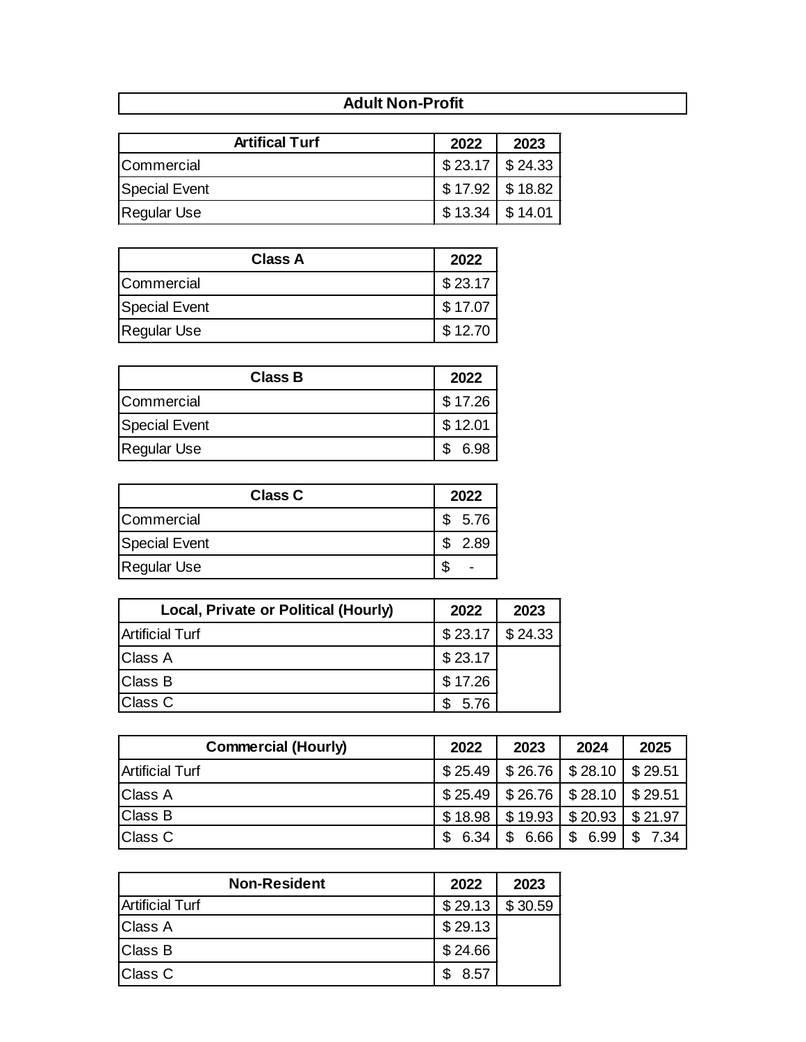## Adult Non-Profit

| Artifical Turf | 2022 | 2023 |
|---|---|---|
| Commercial | $ 23.17 | $ 24.33 |
| Special Event | $ 17.92 | $ 18.82 |
| Regular Use | $ 13.34 | $ 14.01 |

| Class A | 2022 |
|---|---|
| Commercial | $ 23.17 |
| Special Event | $ 17.07 |
| Regular Use | $ 12.70 |

| Class B | 2022 |
|---|---|
| Commercial | $ 17.26 |
| Special Event | $ 12.01 |
| Regular Use | $ 6.98 |

| Class C | 2022 |
|---|---|
| Commercial | $ 5.76 |
| Special Event | $ 2.89 |
| Regular Use | $ - |

| Local, Private or Political (Hourly) | 2022 | 2023 |
|---|---|---|
| Artificial Turf | $ 23.17 | $ 24.33 |
| Class A | $ 23.17 | |
| Class B | $ 17.26 | |
| Class C | $ 5.76 | |

| Commercial (Hourly) | 2022 | 2023 | 2024 | 2025 |
|---|---|---|---|---|
| Artificial Turf | $ 25.49 | $ 26.76 | $ 28.10 | $ 29.51 |
| Class A | $ 25.49 | $ 26.76 | $ 28.10 | $ 29.51 |
| Class B | $ 18.98 | $ 19.93 | $ 20.93 | $ 21.97 |
| Class C | $ 6.34 | $ 6.66 | $ 6.99 | $ 7.34 |

| Non-Resident | 2022 | 2023 |
|---|---|---|
| Artificial Turf | $ 29.13 | $ 30.59 |
| Class A | $ 29.13 | |
| Class B | $ 24.66 | |
| Class C | $ 8.57 | |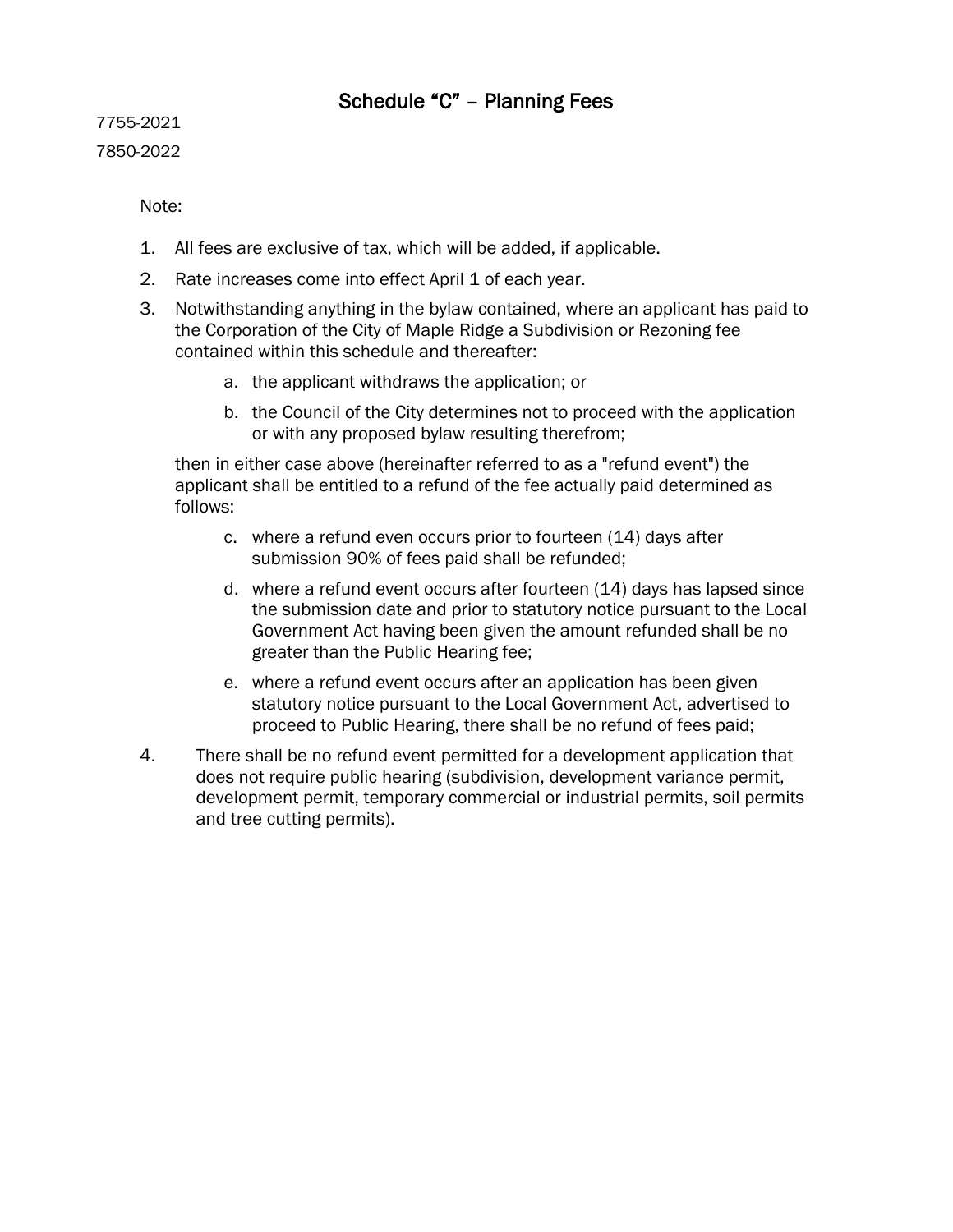# Schedule "C" – Planning Fees

7755-2021

7850-2022

Note:

1. All fees are exclusive of tax, which will be added, if applicable.
2. Rate increases come into effect April 1 of each year.
3. Notwithstanding anything in the bylaw contained, where an applicant has paid to the Corporation of the City of Maple Ridge a Subdivision or Rezoning fee contained within this schedule and thereafter:

   a. the applicant withdraws the application; or

   b. the Council of the City determines not to proceed with the application or with any proposed bylaw resulting therefrom;

   then in either case above (hereinafter referred to as a "refund event") the applicant shall be entitled to a refund of the fee actually paid determined as follows:

   c. where a refund even occurs prior to fourteen (14) days after submission 90% of fees paid shall be refunded;

   d. where a refund event occurs after fourteen (14) days has lapsed since the submission date and prior to statutory notice pursuant to the Local Government Act having been given the amount refunded shall be no greater than the Public Hearing fee;

   e. where a refund event occurs after an application has been given statutory notice pursuant to the Local Government Act, advertised to proceed to Public Hearing, there shall be no refund of fees paid;

4. There shall be no refund event permitted for a development application that does not require public hearing (subdivision, development variance permit, development permit, temporary commercial or industrial permits, soil permits and tree cutting permits).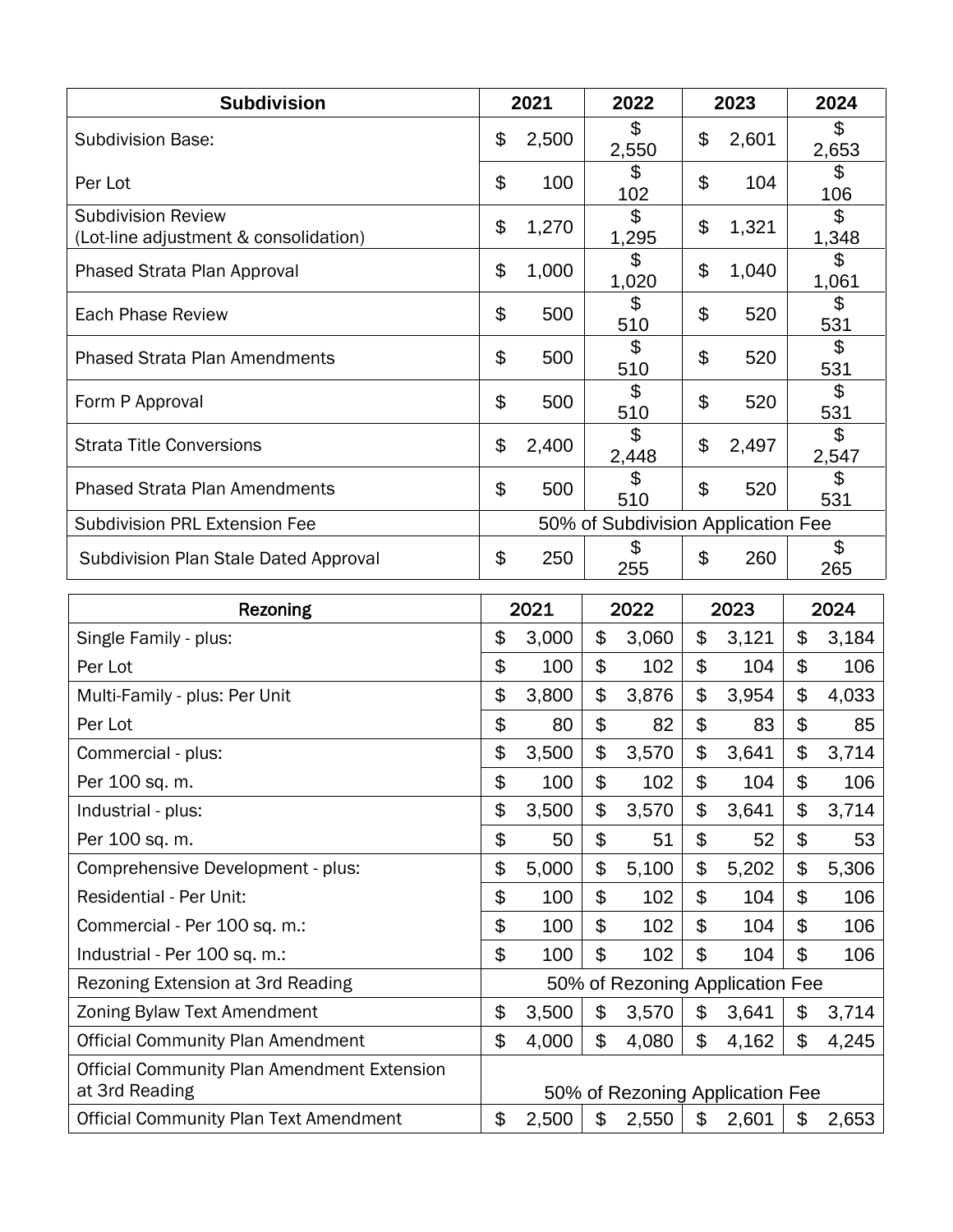| Subdivision | 2021 | 2022 | 2023 | 2024 |
|---|---|---|---|---|
| Subdivision Base: | $ 2,500 | $ 2,550 | $ 2,601 | $ 2,653 |
| Per Lot | $ 100 | $ 102 | $ 104 | $ 106 |
| Subdivision Review (Lot-line adjustment & consolidation) | $ 1,270 | $ 1,295 | $ 1,321 | $ 1,348 |
| Phased Strata Plan Approval | $ 1,000 | $ 1,020 | $ 1,040 | $ 1,061 |
| Each Phase Review | $ 500 | $ 510 | $ 520 | $ 531 |
| Phased Strata Plan Amendments | $ 500 | $ 510 | $ 520 | $ 531 |
| Form P Approval | $ 500 | $ 510 | $ 520 | $ 531 |
| Strata Title Conversions | $ 2,400 | $ 2,448 | $ 2,497 | $ 2,547 |
| Phased Strata Plan Amendments | $ 500 | $ 510 | $ 520 | $ 531 |
| Subdivision PRL Extension Fee | 50% of Subdivision Application Fee | | | |
| Subdivision Plan Stale Dated Approval | $ 250 | $ 255 | $ 260 | $ 265 |

| Rezoning | 2021 | 2022 | 2023 | 2024 |
|---|---|---|---|---|
| Single Family - plus: | $ 3,000 | $ 3,060 | $ 3,121 | $ 3,184 |
| Per Lot | $ 100 | $ 102 | $ 104 | $ 106 |
| Multi-Family - plus: Per Unit | $ 3,800 | $ 3,876 | $ 3,954 | $ 4,033 |
| Per Lot | $ 80 | $ 82 | $ 83 | $ 85 |
| Commercial - plus: | $ 3,500 | $ 3,570 | $ 3,641 | $ 3,714 |
| Per 100 sq. m. | $ 100 | $ 102 | $ 104 | $ 106 |
| Industrial - plus: | $ 3,500 | $ 3,570 | $ 3,641 | $ 3,714 |
| Per 100 sq. m. | $ 50 | $ 51 | $ 52 | $ 53 |
| Comprehensive Development - plus: | $ 5,000 | $ 5,100 | $ 5,202 | $ 5,306 |
| Residential - Per Unit: | $ 100 | $ 102 | $ 104 | $ 106 |
| Commercial - Per 100 sq. m.: | $ 100 | $ 102 | $ 104 | $ 106 |
| Industrial - Per 100 sq. m.: | $ 100 | $ 102 | $ 104 | $ 106 |
| Rezoning Extension at 3rd Reading | 50% of Rezoning Application Fee | | | |
| Zoning Bylaw Text Amendment | $ 3,500 | $ 3,570 | $ 3,641 | $ 3,714 |
| Official Community Plan Amendment | $ 4,000 | $ 4,080 | $ 4,162 | $ 4,245 |
| Official Community Plan Amendment Extension at 3rd Reading | 50% of Rezoning Application Fee | | | |
| Official Community Plan Text Amendment | $ 2,500 | $ 2,550 | $ 2,601 | $ 2,653 |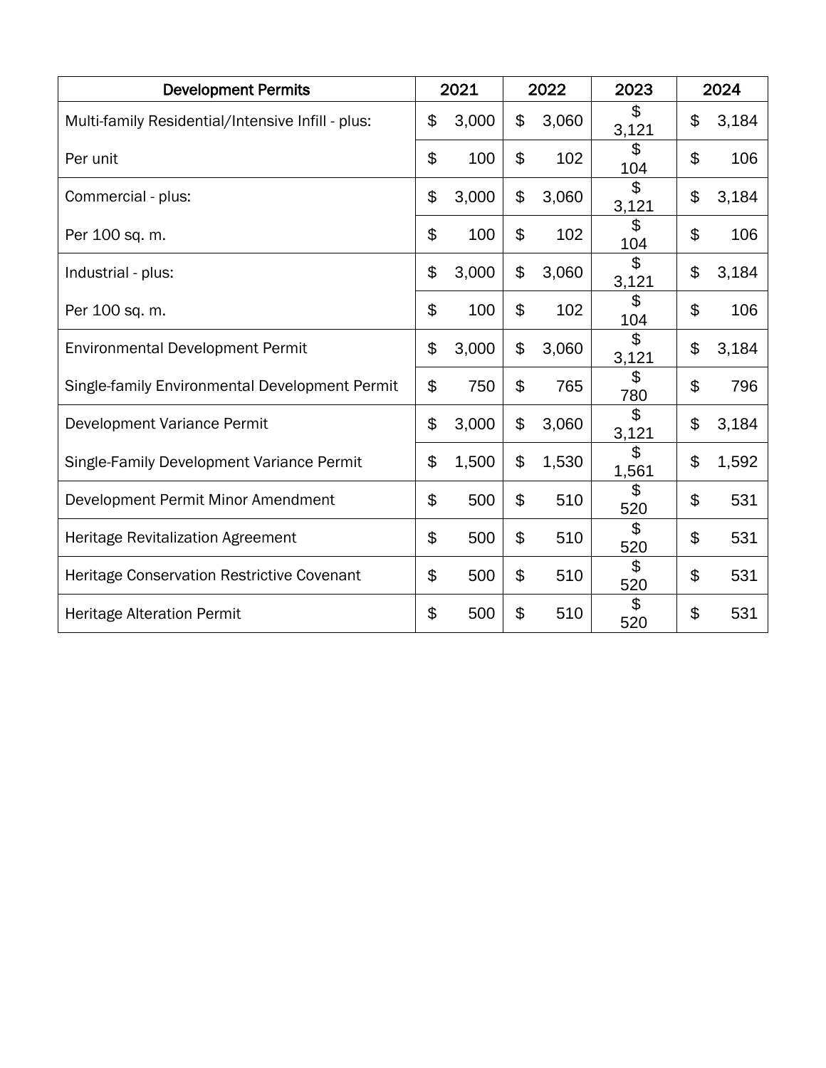| Development Permits | 2021 | 2022 | 2023 | 2024 |
| --- | --- | --- | --- | --- |
| Multi-family Residential/Intensive Infill - plus: | $ 3,000 | $ 3,060 | $ 3,121 | $ 3,184 |
| Per unit | $ 100 | $ 102 | $ 104 | $ 106 |
| Commercial - plus: | $ 3,000 | $ 3,060 | $ 3,121 | $ 3,184 |
| Per 100 sq. m. | $ 100 | $ 102 | $ 104 | $ 106 |
| Industrial - plus: | $ 3,000 | $ 3,060 | $ 3,121 | $ 3,184 |
| Per 100 sq. m. | $ 100 | $ 102 | $ 104 | $ 106 |
| Environmental Development Permit | $ 3,000 | $ 3,060 | $ 3,121 | $ 3,184 |
| Single-family Environmental Development Permit | $ 750 | $ 765 | $ 780 | $ 796 |
| Development Variance Permit | $ 3,000 | $ 3,060 | $ 3,121 | $ 3,184 |
| Single-Family Development Variance Permit | $ 1,500 | $ 1,530 | $ 1,561 | $ 1,592 |
| Development Permit Minor Amendment | $ 500 | $ 510 | $ 520 | $ 531 |
| Heritage Revitalization Agreement | $ 500 | $ 510 | $ 520 | $ 531 |
| Heritage Conservation Restrictive Covenant | $ 500 | $ 510 | $ 520 | $ 531 |
| Heritage Alteration Permit | $ 500 | $ 510 | $ 520 | $ 531 |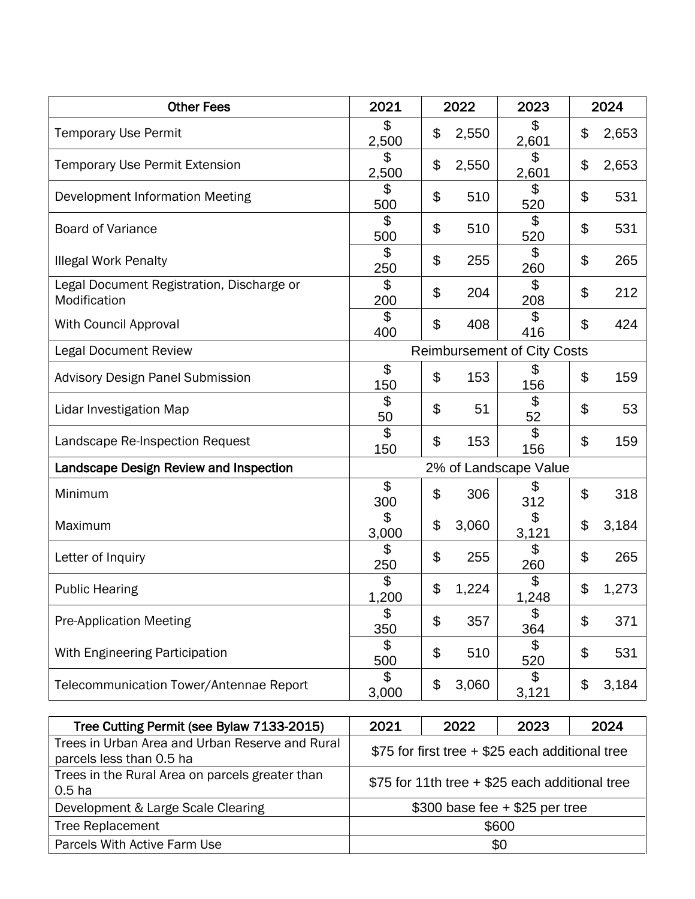| Other Fees | 2021 | 2022 | 2023 | 2024 |
| --- | --- | --- | --- | --- |
| Temporary Use Permit | $ 2,500 | $ 2,550 | $ 2,601 | $ 2,653 |
| Temporary Use Permit Extension | $ 2,500 | $ 2,550 | $ 2,601 | $ 2,653 |
| Development Information Meeting | $ 500 | $ 510 | $ 520 | $ 531 |
| Board of Variance | $ 500 | $ 510 | $ 520 | $ 531 |
| Illegal Work Penalty | $ 250 | $ 255 | $ 260 | $ 265 |
| Legal Document Registration, Discharge or Modification | $ 200 | $ 204 | $ 208 | $ 212 |
| With Council Approval | $ 400 | $ 408 | $ 416 | $ 424 |
| Legal Document Review | Reimbursement of City Costs | | | |
| Advisory Design Panel Submission | $ 150 | $ 153 | $ 156 | $ 159 |
| Lidar Investigation Map | $ 50 | $ 51 | $ 52 | $ 53 |
| Landscape Re-Inspection Request | $ 150 | $ 153 | $ 156 | $ 159 |
| **Landscape Design Review and Inspection** | 2% of Landscape Value | | | |
| Minimum | $ 300 | $ 306 | $ 312 | $ 318 |
| Maximum | $ 3,000 | $ 3,060 | $ 3,121 | $ 3,184 |
| Letter of Inquiry | $ 250 | $ 255 | $ 260 | $ 265 |
| Public Hearing | $ 1,200 | $ 1,224 | $ 1,248 | $ 1,273 |
| Pre-Application Meeting | $ 350 | $ 357 | $ 364 | $ 371 |
| With Engineering Participation | $ 500 | $ 510 | $ 520 | $ 531 |
| Telecommunication Tower/Antennae Report | $ 3,000 | $ 3,060 | $ 3,121 | $ 3,184 |

| Tree Cutting Permit (see Bylaw 7133-2015) | 2021 | 2022 | 2023 | 2024 |
| --- | --- | --- | --- | --- |
| Trees in Urban Area and Urban Reserve and Rural parcels less than 0.5 ha | $75 for first tree + $25 each additional tree | | | |
| Trees in the Rural Area on parcels greater than 0.5 ha | $75 for 11th tree + $25 each additional tree | | | |
| Development & Large Scale Clearing | $300 base fee + $25 per tree | | | |
| Tree Replacement | $600 | | | |
| Parcels With Active Farm Use | $0 | | | |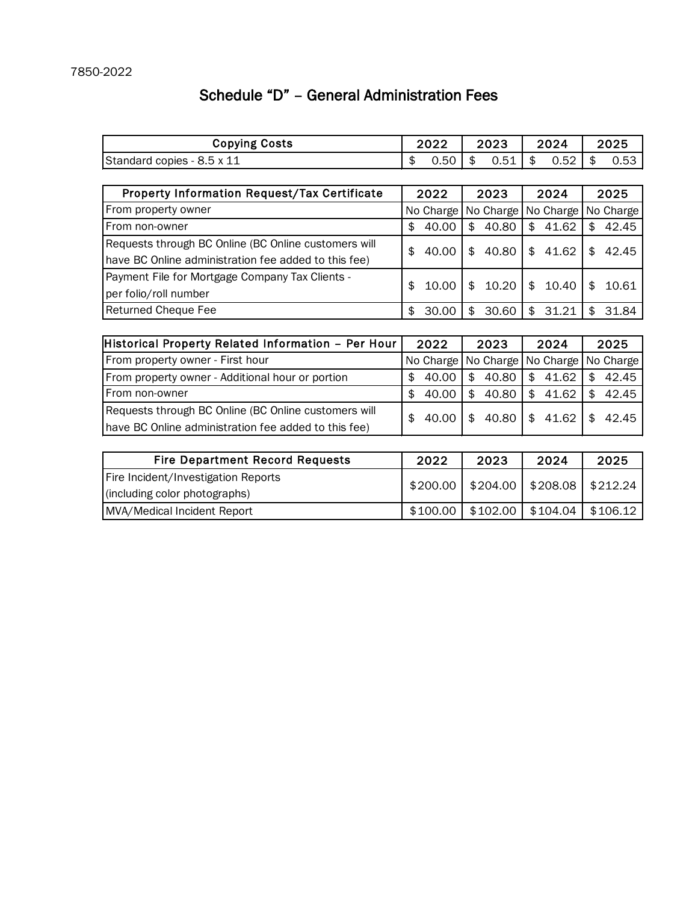7850-2022

# Schedule "D" – General Administration Fees

| Copying Costs | 2022 | 2023 | 2024 | 2025 |
|---|---|---|---|---|
| Standard copies - 8.5 x 11 | $ 0.50 | $ 0.51 | $ 0.52 | $ 0.53 |

| Property Information Request/Tax Certificate | 2022 | 2023 | 2024 | 2025 |
|---|---|---|---|---|
| From property owner | No Charge | No Charge | No Charge | No Charge |
| From non-owner | $ 40.00 | $ 40.80 | $ 41.62 | $ 42.45 |
| Requests through BC Online (BC Online customers will have BC Online administration fee added to this fee) | $ 40.00 | $ 40.80 | $ 41.62 | $ 42.45 |
| Payment File for Mortgage Company Tax Clients - per folio/roll number | $ 10.00 | $ 10.20 | $ 10.40 | $ 10.61 |
| Returned Cheque Fee | $ 30.00 | $ 30.60 | $ 31.21 | $ 31.84 |

| Historical Property Related Information – Per Hour | 2022 | 2023 | 2024 | 2025 |
|---|---|---|---|---|
| From property owner - First hour | No Charge | No Charge | No Charge | No Charge |
| From property owner - Additional hour or portion | $ 40.00 | $ 40.80 | $ 41.62 | $ 42.45 |
| From non-owner | $ 40.00 | $ 40.80 | $ 41.62 | $ 42.45 |
| Requests through BC Online (BC Online customers will have BC Online administration fee added to this fee) | $ 40.00 | $ 40.80 | $ 41.62 | $ 42.45 |

| Fire Department Record Requests | 2022 | 2023 | 2024 | 2025 |
|---|---|---|---|---|
| Fire Incident/Investigation Reports (including color photographs) | $200.00 | $204.00 | $208.08 | $212.24 |
| MVA/Medical Incident Report | $100.00 | $102.00 | $104.04 | $106.12 |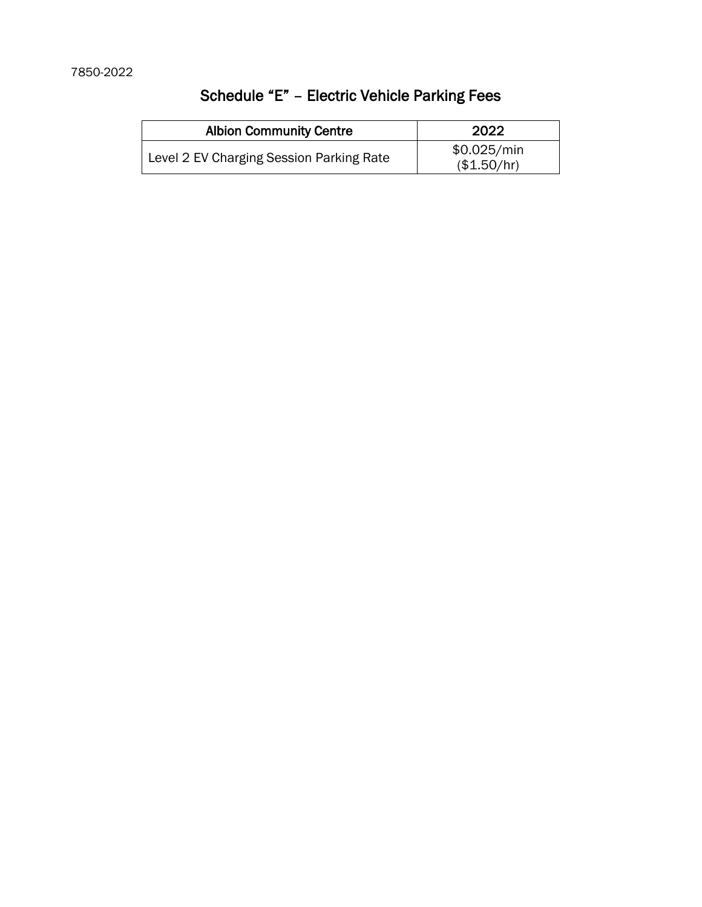7850-2022

# Schedule “E” – Electric Vehicle Parking Fees

| Albion Community Centre | 2022 |
| --- | --- |
| Level 2 EV Charging Session Parking Rate | $0.025/min ($1.50/hr) |